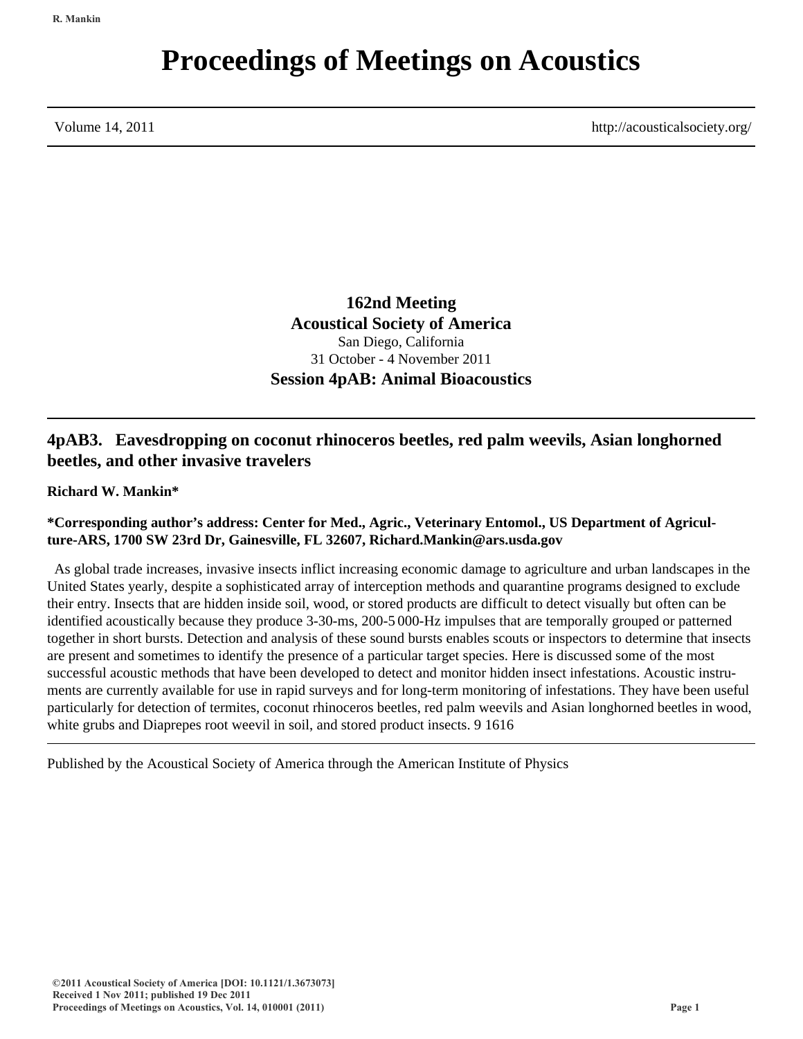# Proceedings of Meetings on Acoustics

Volume 14, 2011 http://acousticalsociety.org/

**162nd Meeting**
**Acoustical Society of America**
San Diego, California
31 October - 4 November 2011
**Session 4pAB: Animal Bioacoustics**

## 4pAB3. Eavesdropping on coconut rhinoceros beetles, red palm weevils, Asian longhorned beetles, and other invasive travelers

**Richard W. Mankin***

**\*Corresponding author's address: Center for Med., Agric., Veterinary Entomol., US Department of Agriculture-ARS, 1700 SW 23rd Dr, Gainesville, FL 32607, Richard.Mankin@ars.usda.gov**

As global trade increases, invasive insects inflict increasing economic damage to agriculture and urban landscapes in the United States yearly, despite a sophisticated array of interception methods and quarantine programs designed to exclude their entry. Insects that are hidden inside soil, wood, or stored products are difficult to detect visually but often can be identified acoustically because they produce 3-30-ms, 200-5 000-Hz impulses that are temporally grouped or patterned together in short bursts. Detection and analysis of these sound bursts enables scouts or inspectors to determine that insects are present and sometimes to identify the presence of a particular target species. Here is discussed some of the most successful acoustic methods that have been developed to detect and monitor hidden insect infestations. Acoustic instruments are currently available for use in rapid surveys and for long-term monitoring of infestations. They have been useful particularly for detection of termites, coconut rhinoceros beetles, red palm weevils and Asian longhorned beetles in wood, white grubs and Diaprepes root weevil in soil, and stored product insects. 9 1616

Published by the Acoustical Society of America through the American Institute of Physics

©2011 Acoustical Society of America [DOI: 10.1121/1.3673073]
Received 1 Nov 2011; published 19 Dec 2011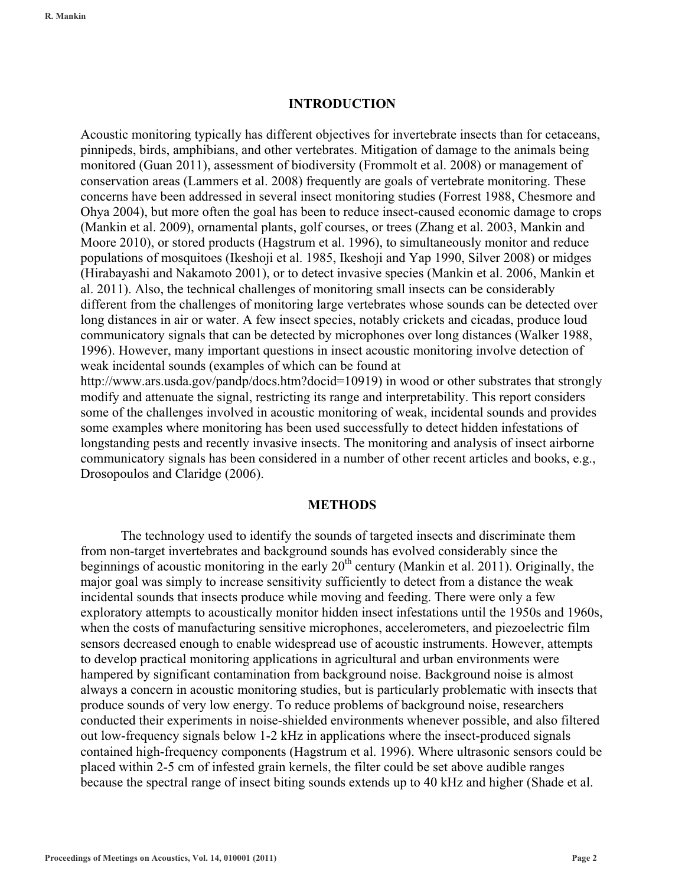## INTRODUCTION

Acoustic monitoring typically has different objectives for invertebrate insects than for cetaceans, pinnipeds, birds, amphibians, and other vertebrates. Mitigation of damage to the animals being monitored (Guan 2011), assessment of biodiversity (Frommolt et al. 2008) or management of conservation areas (Lammers et al. 2008) frequently are goals of vertebrate monitoring. These concerns have been addressed in several insect monitoring studies (Forrest 1988, Chesmore and Ohya 2004), but more often the goal has been to reduce insect-caused economic damage to crops (Mankin et al. 2009), ornamental plants, golf courses, or trees (Zhang et al. 2003, Mankin and Moore 2010), or stored products (Hagstrum et al. 1996), to simultaneously monitor and reduce populations of mosquitoes (Ikeshoji et al. 1985, Ikeshoji and Yap 1990, Silver 2008) or midges (Hirabayashi and Nakamoto 2001), or to detect invasive species (Mankin et al. 2006, Mankin et al. 2011). Also, the technical challenges of monitoring small insects can be considerably different from the challenges of monitoring large vertebrates whose sounds can be detected over long distances in air or water. A few insect species, notably crickets and cicadas, produce loud communicatory signals that can be detected by microphones over long distances (Walker 1988, 1996). However, many important questions in insect acoustic monitoring involve detection of weak incidental sounds (examples of which can be found at http://www.ars.usda.gov/pandp/docs.htm?docid=10919) in wood or other substrates that strongly modify and attenuate the signal, restricting its range and interpretability. This report considers some of the challenges involved in acoustic monitoring of weak, incidental sounds and provides some examples where monitoring has been used successfully to detect hidden infestations of longstanding pests and recently invasive insects. The monitoring and analysis of insect airborne communicatory signals has been considered in a number of other recent articles and books, e.g., Drosopoulos and Claridge (2006).

## METHODS

The technology used to identify the sounds of targeted insects and discriminate them from non-target invertebrates and background sounds has evolved considerably since the beginnings of acoustic monitoring in the early 20th century (Mankin et al. 2011). Originally, the major goal was simply to increase sensitivity sufficiently to detect from a distance the weak incidental sounds that insects produce while moving and feeding. There were only a few exploratory attempts to acoustically monitor hidden insect infestations until the 1950s and 1960s, when the costs of manufacturing sensitive microphones, accelerometers, and piezoelectric film sensors decreased enough to enable widespread use of acoustic instruments. However, attempts to develop practical monitoring applications in agricultural and urban environments were hampered by significant contamination from background noise. Background noise is almost always a concern in acoustic monitoring studies, but is particularly problematic with insects that produce sounds of very low energy. To reduce problems of background noise, researchers conducted their experiments in noise-shielded environments whenever possible, and also filtered out low-frequency signals below 1-2 kHz in applications where the insect-produced signals contained high-frequency components (Hagstrum et al. 1996). Where ultrasonic sensors could be placed within 2-5 cm of infested grain kernels, the filter could be set above audible ranges because the spectral range of insect biting sounds extends up to 40 kHz and higher (Shade et al.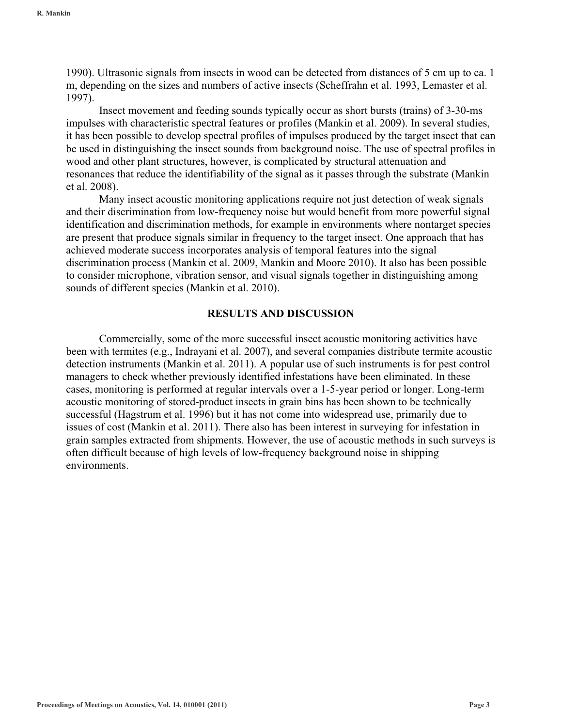1990). Ultrasonic signals from insects in wood can be detected from distances of 5 cm up to ca. 1 m, depending on the sizes and numbers of active insects (Scheffrahn et al. 1993, Lemaster et al. 1997).

Insect movement and feeding sounds typically occur as short bursts (trains) of 3-30-ms impulses with characteristic spectral features or profiles (Mankin et al. 2009). In several studies, it has been possible to develop spectral profiles of impulses produced by the target insect that can be used in distinguishing the insect sounds from background noise. The use of spectral profiles in wood and other plant structures, however, is complicated by structural attenuation and resonances that reduce the identifiability of the signal as it passes through the substrate (Mankin et al. 2008).

Many insect acoustic monitoring applications require not just detection of weak signals and their discrimination from low-frequency noise but would benefit from more powerful signal identification and discrimination methods, for example in environments where nontarget species are present that produce signals similar in frequency to the target insect. One approach that has achieved moderate success incorporates analysis of temporal features into the signal discrimination process (Mankin et al. 2009, Mankin and Moore 2010). It also has been possible to consider microphone, vibration sensor, and visual signals together in distinguishing among sounds of different species (Mankin et al. 2010).

## RESULTS AND DISCUSSION

Commercially, some of the more successful insect acoustic monitoring activities have been with termites (e.g., Indrayani et al. 2007), and several companies distribute termite acoustic detection instruments (Mankin et al. 2011). A popular use of such instruments is for pest control managers to check whether previously identified infestations have been eliminated. In these cases, monitoring is performed at regular intervals over a 1-5-year period or longer. Long-term acoustic monitoring of stored-product insects in grain bins has been shown to be technically successful (Hagstrum et al. 1996) but it has not come into widespread use, primarily due to issues of cost (Mankin et al. 2011). There also has been interest in surveying for infestation in grain samples extracted from shipments. However, the use of acoustic methods in such surveys is often difficult because of high levels of low-frequency background noise in shipping environments.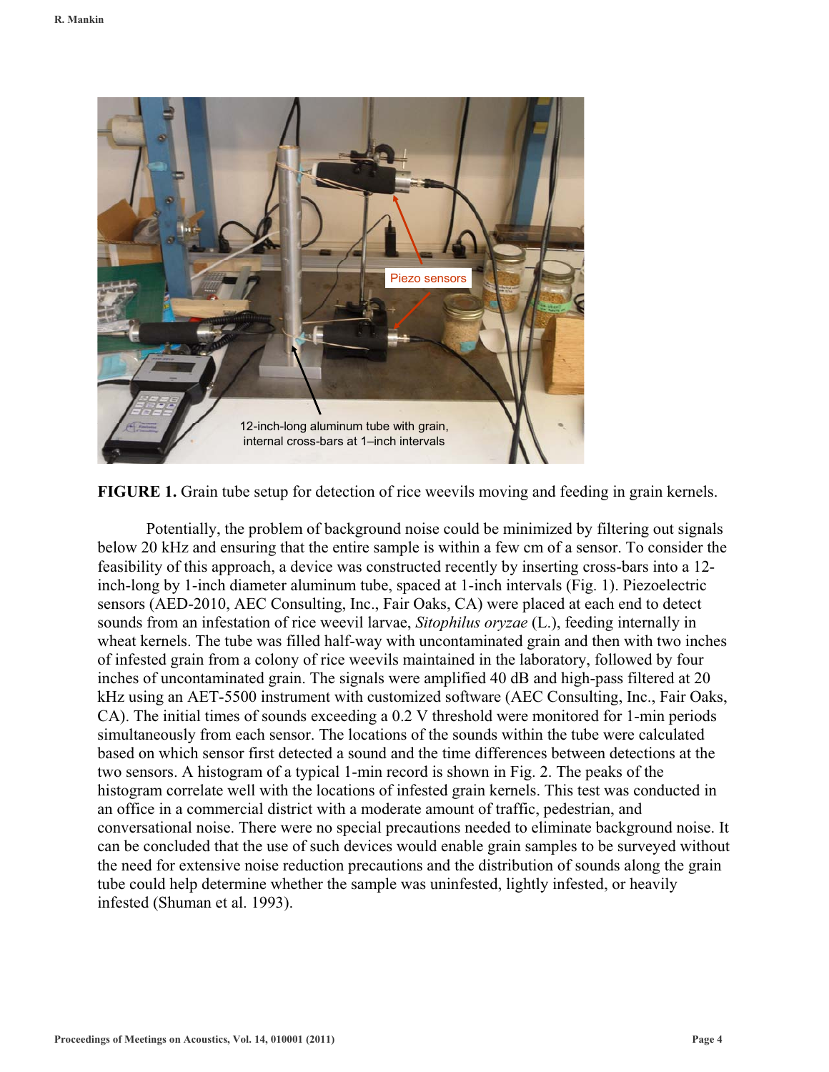**FIGURE 1.** Grain tube setup for detection of rice weevils moving and feeding in grain kernels.

Potentially, the problem of background noise could be minimized by filtering out signals below 20 kHz and ensuring that the entire sample is within a few cm of a sensor. To consider the feasibility of this approach, a device was constructed recently by inserting cross-bars into a 12-inch-long by 1-inch diameter aluminum tube, spaced at 1-inch intervals (Fig. 1). Piezoelectric sensors (AED-2010, AEC Consulting, Inc., Fair Oaks, CA) were placed at each end to detect sounds from an infestation of rice weevil larvae, *Sitophilus oryzae* (L.), feeding internally in wheat kernels. The tube was filled half-way with uncontaminated grain and then with two inches of infested grain from a colony of rice weevils maintained in the laboratory, followed by four inches of uncontaminated grain. The signals were amplified 40 dB and high-pass filtered at 20 kHz using an AET-5500 instrument with customized software (AEC Consulting, Inc., Fair Oaks, CA). The initial times of sounds exceeding a 0.2 V threshold were monitored for 1-min periods simultaneously from each sensor. The locations of the sounds within the tube were calculated based on which sensor first detected a sound and the time differences between detections at the two sensors. A histogram of a typical 1-min record is shown in Fig. 2. The peaks of the histogram correlate well with the locations of infested grain kernels. This test was conducted in an office in a commercial district with a moderate amount of traffic, pedestrian, and conversational noise. There were no special precautions needed to eliminate background noise. It can be concluded that the use of such devices would enable grain samples to be surveyed without the need for extensive noise reduction precautions and the distribution of sounds along the grain tube could help determine whether the sample was uninfested, lightly infested, or heavily infested (Shuman et al. 1993).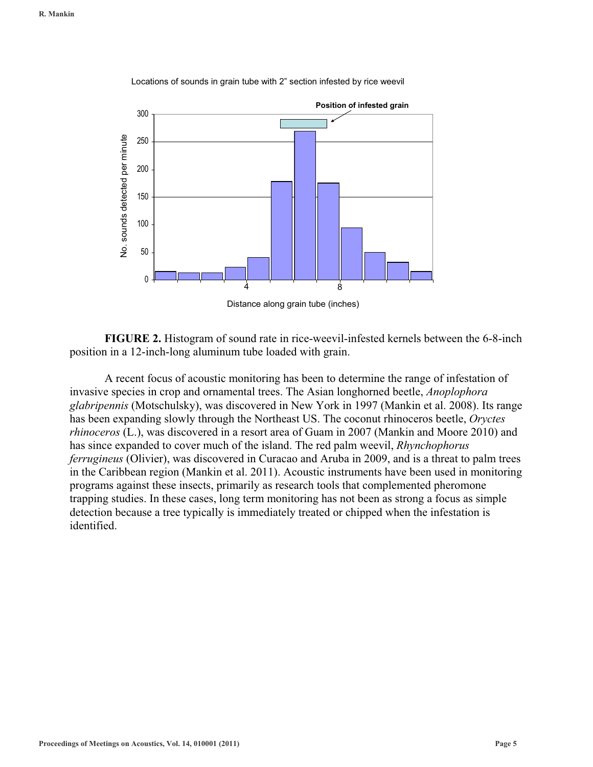**FIGURE 2.** Histogram of sound rate in rice-weevil-infested kernels between the 6-8-inch position in a 12-inch-long aluminum tube loaded with grain.

A recent focus of acoustic monitoring has been to determine the range of infestation of invasive species in crop and ornamental trees. The Asian longhorned beetle, *Anoplophora glabripennis* (Motschulsky), was discovered in New York in 1997 (Mankin et al. 2008). Its range has been expanding slowly through the Northeast US. The coconut rhinoceros beetle, *Oryctes rhinoceros* (L.), was discovered in a resort area of Guam in 2007 (Mankin and Moore 2010) and has since expanded to cover much of the island. The red palm weevil, *Rhynchophorus ferrugineus* (Olivier), was discovered in Curacao and Aruba in 2009, and is a threat to palm trees in the Caribbean region (Mankin et al. 2011). Acoustic instruments have been used in monitoring programs against these insects, primarily as research tools that complemented pheromone trapping studies. In these cases, long term monitoring has not been as strong a focus as simple detection because a tree typically is immediately treated or chipped when the infestation is identified.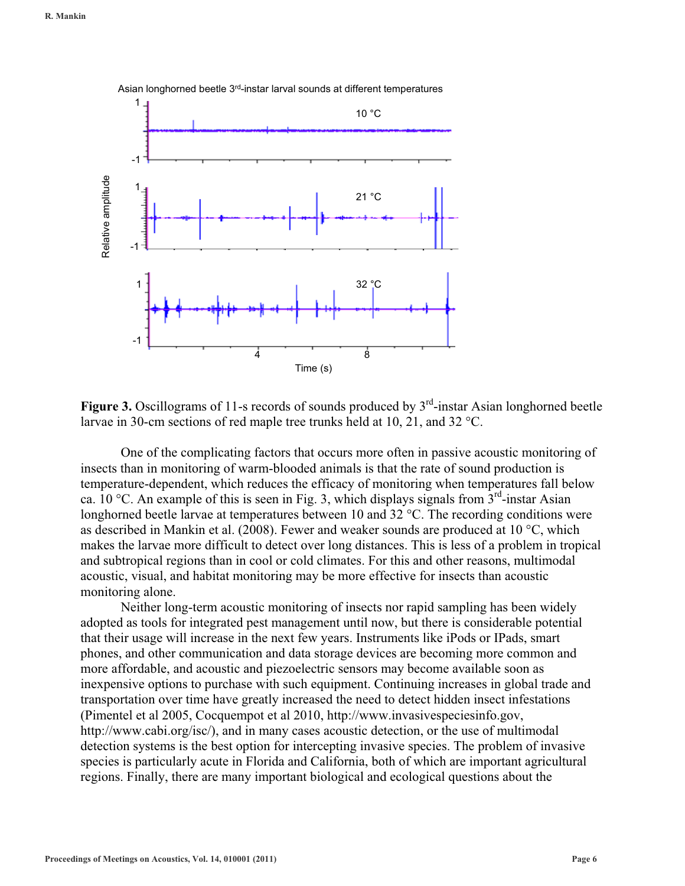**Figure 3.** Oscillograms of 11-s records of sounds produced by 3rd-instar Asian longhorned beetle larvae in 30-cm sections of red maple tree trunks held at 10, 21, and 32 °C.

One of the complicating factors that occurs more often in passive acoustic monitoring of insects than in monitoring of warm-blooded animals is that the rate of sound production is temperature-dependent, which reduces the efficacy of monitoring when temperatures fall below ca. 10 °C. An example of this is seen in Fig. 3, which displays signals from 3rd-instar Asian longhorned beetle larvae at temperatures between 10 and 32 °C. The recording conditions were as described in Mankin et al. (2008). Fewer and weaker sounds are produced at 10 °C, which makes the larvae more difficult to detect over long distances. This is less of a problem in tropical and subtropical regions than in cool or cold climates. For this and other reasons, multimodal acoustic, visual, and habitat monitoring may be more effective for insects than acoustic monitoring alone.

Neither long-term acoustic monitoring of insects nor rapid sampling has been widely adopted as tools for integrated pest management until now, but there is considerable potential that their usage will increase in the next few years. Instruments like iPods or IPads, smart phones, and other communication and data storage devices are becoming more common and more affordable, and acoustic and piezoelectric sensors may become available soon as inexpensive options to purchase with such equipment. Continuing increases in global trade and transportation over time have greatly increased the need to detect hidden insect infestations (Pimentel et al 2005, Cocquempot et al 2010, http://www.invasivespeciesinfo.gov, http://www.cabi.org/isc/), and in many cases acoustic detection, or the use of multimodal detection systems is the best option for intercepting invasive species. The problem of invasive species is particularly acute in Florida and California, both of which are important agricultural regions. Finally, there are many important biological and ecological questions about the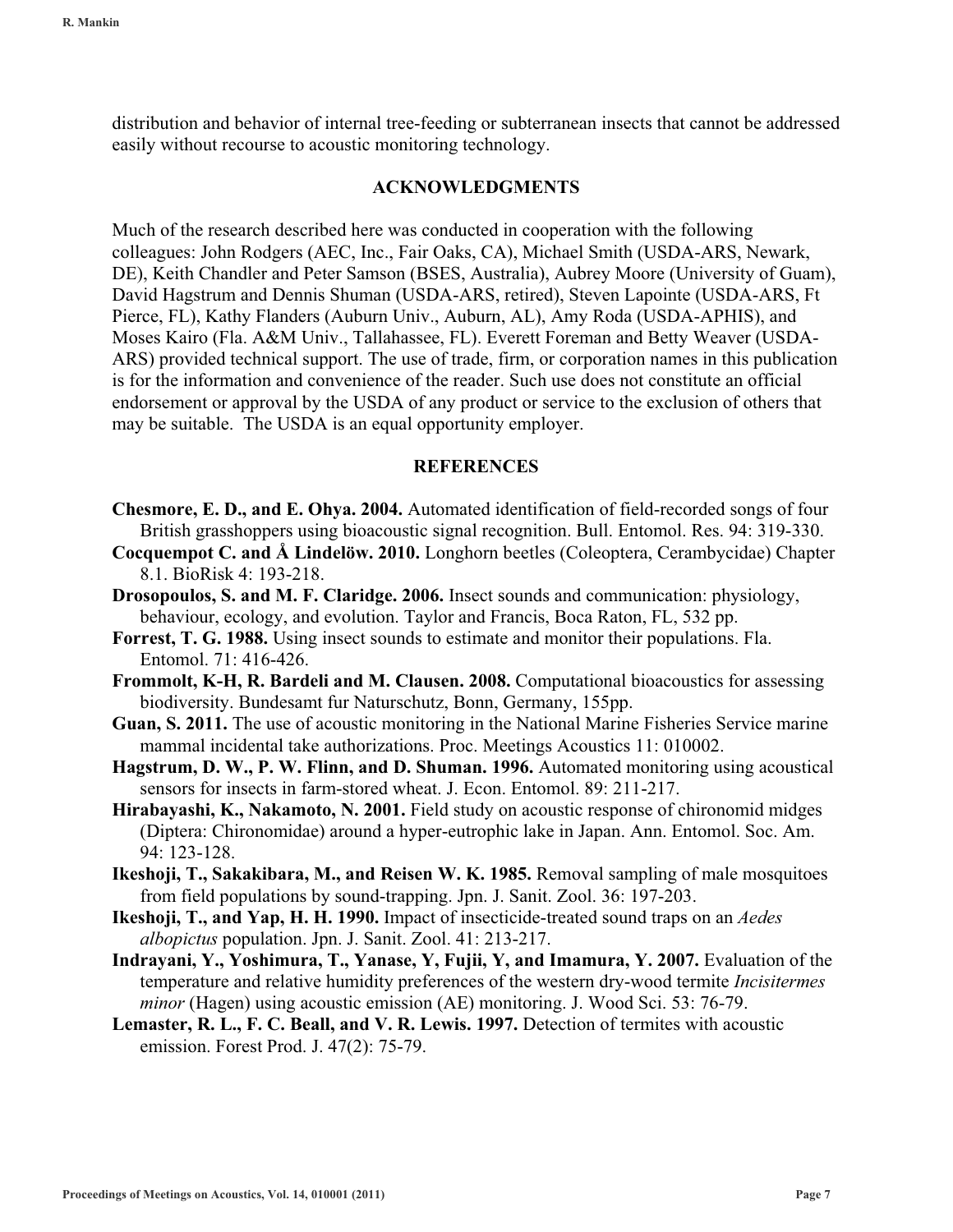distribution and behavior of internal tree-feeding or subterranean insects that cannot be addressed easily without recourse to acoustic monitoring technology.

## ACKNOWLEDGMENTS

Much of the research described here was conducted in cooperation with the following colleagues: John Rodgers (AEC, Inc., Fair Oaks, CA), Michael Smith (USDA-ARS, Newark, DE), Keith Chandler and Peter Samson (BSES, Australia), Aubrey Moore (University of Guam), David Hagstrum and Dennis Shuman (USDA-ARS, retired), Steven Lapointe (USDA-ARS, Ft Pierce, FL), Kathy Flanders (Auburn Univ., Auburn, AL), Amy Roda (USDA-APHIS), and Moses Kairo (Fla. A&M Univ., Tallahassee, FL). Everett Foreman and Betty Weaver (USDA-ARS) provided technical support. The use of trade, firm, or corporation names in this publication is for the information and convenience of the reader. Such use does not constitute an official endorsement or approval by the USDA of any product or service to the exclusion of others that may be suitable. The USDA is an equal opportunity employer.

## REFERENCES

**Chesmore, E. D., and E. Ohya. 2004.** Automated identification of field-recorded songs of four British grasshoppers using bioacoustic signal recognition. Bull. Entomol. Res. 94: 319-330.

**Cocquempot C. and Å Lindelöw. 2010.** Longhorn beetles (Coleoptera, Cerambycidae) Chapter 8.1. BioRisk 4: 193-218.

**Drosopoulos, S. and M. F. Claridge. 2006.** Insect sounds and communication: physiology, behaviour, ecology, and evolution. Taylor and Francis, Boca Raton, FL, 532 pp.

**Forrest, T. G. 1988.** Using insect sounds to estimate and monitor their populations. Fla. Entomol. 71: 416-426.

**Frommolt, K-H, R. Bardeli and M. Clausen. 2008.** Computational bioacoustics for assessing biodiversity. Bundesamt fur Naturschutz, Bonn, Germany, 155pp.

**Guan, S. 2011.** The use of acoustic monitoring in the National Marine Fisheries Service marine mammal incidental take authorizations. Proc. Meetings Acoustics 11: 010002.

**Hagstrum, D. W., P. W. Flinn, and D. Shuman. 1996.** Automated monitoring using acoustical sensors for insects in farm-stored wheat. J. Econ. Entomol. 89: 211-217.

**Hirabayashi, K., Nakamoto, N. 2001.** Field study on acoustic response of chironomid midges (Diptera: Chironomidae) around a hyper-eutrophic lake in Japan. Ann. Entomol. Soc. Am. 94: 123-128.

**Ikeshoji, T., Sakakibara, M., and Reisen W. K. 1985.** Removal sampling of male mosquitoes from field populations by sound-trapping. Jpn. J. Sanit. Zool. 36: 197-203.

**Ikeshoji, T., and Yap, H. H. 1990.** Impact of insecticide-treated sound traps on an *Aedes albopictus* population. Jpn. J. Sanit. Zool. 41: 213-217.

**Indrayani, Y., Yoshimura, T., Yanase, Y, Fujii, Y, and Imamura, Y. 2007.** Evaluation of the temperature and relative humidity preferences of the western dry-wood termite *Incisitermes minor* (Hagen) using acoustic emission (AE) monitoring. J. Wood Sci. 53: 76-79.

**Lemaster, R. L., F. C. Beall, and V. R. Lewis. 1997.** Detection of termites with acoustic emission. Forest Prod. J. 47(2): 75-79.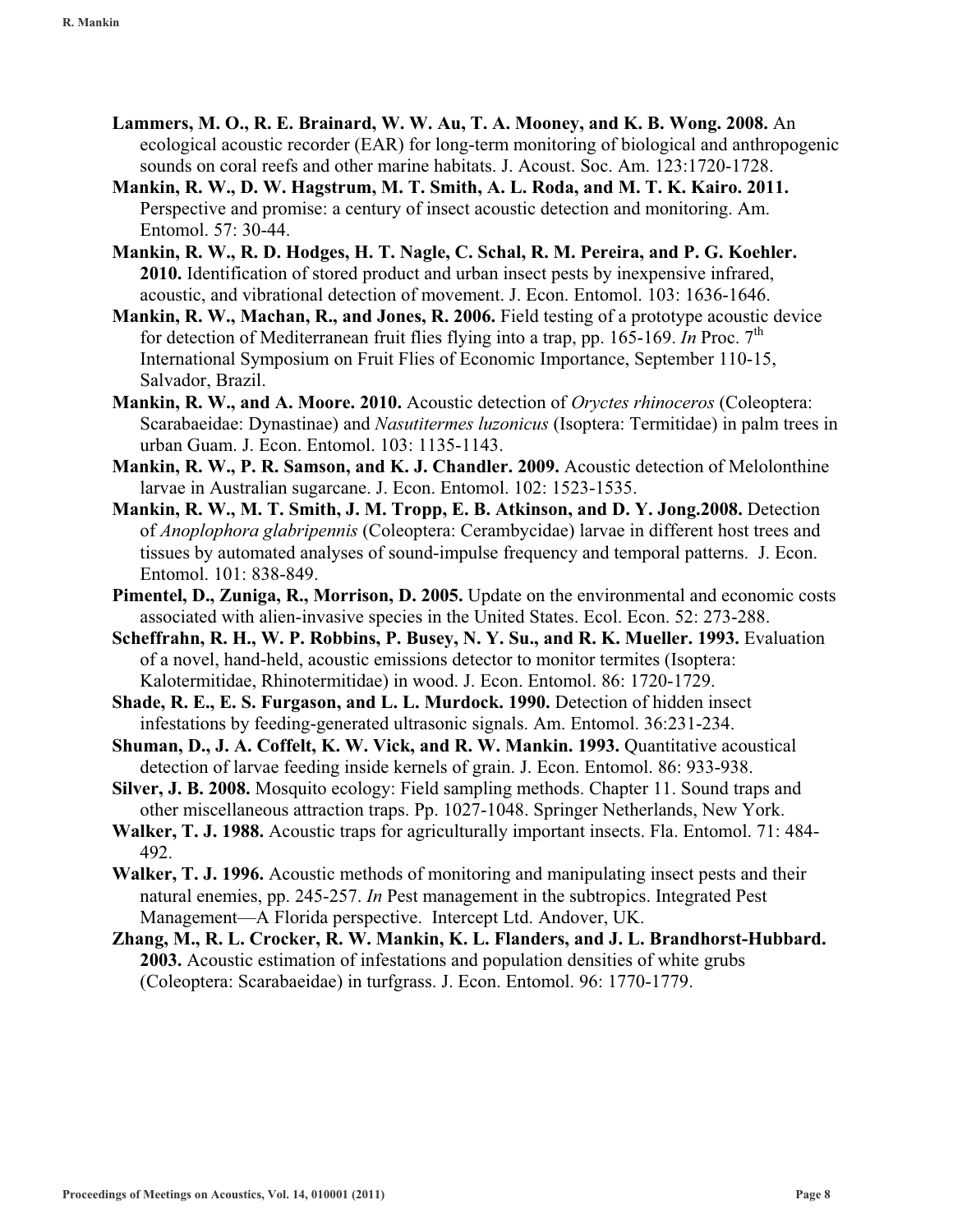**Lammers, M. O., R. E. Brainard, W. W. Au, T. A. Mooney, and K. B. Wong. 2008.** An ecological acoustic recorder (EAR) for long-term monitoring of biological and anthropogenic sounds on coral reefs and other marine habitats. J. Acoust. Soc. Am. 123:1720-1728.

**Mankin, R. W., D. W. Hagstrum, M. T. Smith, A. L. Roda, and M. T. K. Kairo. 2011.** Perspective and promise: a century of insect acoustic detection and monitoring. Am. Entomol. 57: 30-44.

**Mankin, R. W., R. D. Hodges, H. T. Nagle, C. Schal, R. M. Pereira, and P. G. Koehler. 2010.** Identification of stored product and urban insect pests by inexpensive infrared, acoustic, and vibrational detection of movement. J. Econ. Entomol. 103: 1636-1646.

**Mankin, R. W., Machan, R., and Jones, R. 2006.** Field testing of a prototype acoustic device for detection of Mediterranean fruit flies flying into a trap, pp. 165-169. *In* Proc. 7th International Symposium on Fruit Flies of Economic Importance, September 110-15, Salvador, Brazil.

**Mankin, R. W., and A. Moore. 2010.** Acoustic detection of *Oryctes rhinoceros* (Coleoptera: Scarabaeidae: Dynastinae) and *Nasutitermes luzonicus* (Isoptera: Termitidae) in palm trees in urban Guam. J. Econ. Entomol. 103: 1135-1143.

**Mankin, R. W., P. R. Samson, and K. J. Chandler. 2009.** Acoustic detection of Melolonthine larvae in Australian sugarcane. J. Econ. Entomol. 102: 1523-1535.

**Mankin, R. W., M. T. Smith, J. M. Tropp, E. B. Atkinson, and D. Y. Jong.2008.** Detection of *Anoplophora glabripennis* (Coleoptera: Cerambycidae) larvae in different host trees and tissues by automated analyses of sound-impulse frequency and temporal patterns. J. Econ. Entomol. 101: 838-849.

**Pimentel, D., Zuniga, R., Morrison, D. 2005.** Update on the environmental and economic costs associated with alien-invasive species in the United States. Ecol. Econ. 52: 273-288.

**Scheffrahn, R. H., W. P. Robbins, P. Busey, N. Y. Su., and R. K. Mueller. 1993.** Evaluation of a novel, hand-held, acoustic emissions detector to monitor termites (Isoptera: Kalotermitidae, Rhinotermitidae) in wood. J. Econ. Entomol. 86: 1720-1729.

**Shade, R. E., E. S. Furgason, and L. L. Murdock. 1990.** Detection of hidden insect infestations by feeding-generated ultrasonic signals. Am. Entomol. 36:231-234.

**Shuman, D., J. A. Coffelt, K. W. Vick, and R. W. Mankin. 1993.** Quantitative acoustical detection of larvae feeding inside kernels of grain. J. Econ. Entomol. 86: 933-938.

**Silver, J. B. 2008.** Mosquito ecology: Field sampling methods. Chapter 11. Sound traps and other miscellaneous attraction traps. Pp. 1027-1048. Springer Netherlands, New York.

**Walker, T. J. 1988.** Acoustic traps for agriculturally important insects. Fla. Entomol. 71: 484-492.

**Walker, T. J. 1996.** Acoustic methods of monitoring and manipulating insect pests and their natural enemies, pp. 245-257. *In* Pest management in the subtropics. Integrated Pest Management—A Florida perspective. Intercept Ltd. Andover, UK.

**Zhang, M., R. L. Crocker, R. W. Mankin, K. L. Flanders, and J. L. Brandhorst-Hubbard. 2003.** Acoustic estimation of infestations and population densities of white grubs (Coleoptera: Scarabaeidae) in turfgrass. J. Econ. Entomol. 96: 1770-1779.